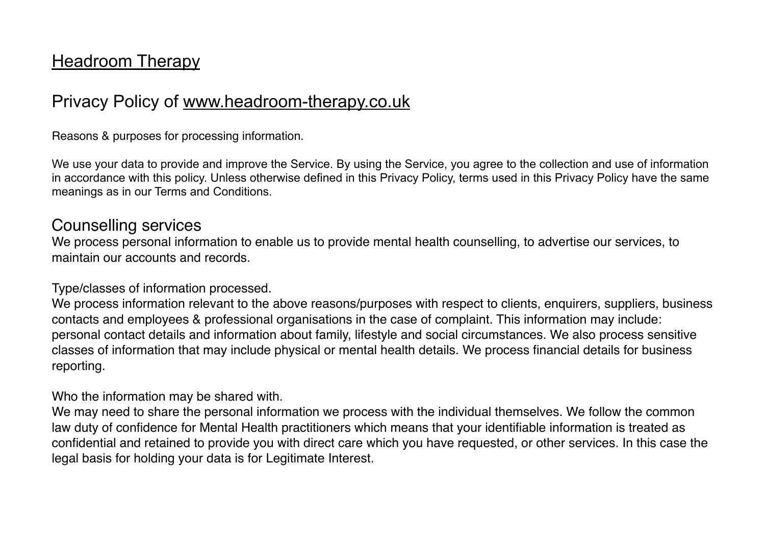# Headroom Therapy

## Privacy Policy of www.headroom-therapy.co.uk

Reasons & purposes for processing information.

We use your data to provide and improve the Service. By using the Service, you agree to the collection and use of information in accordance with this policy. Unless otherwise defined in this Privacy Policy, terms used in this Privacy Policy have the same meanings as in our Terms and Conditions.

### Counselling services

We process personal information to enable us to provide mental health counselling, to advertise our services, to maintain our accounts and records.

Type/classes of information processed.

We process information relevant to the above reasons/purposes with respect to clients, enquirers, suppliers, business contacts and employees & professional organisations in the case of complaint. This information may include: personal contact details and information about family, lifestyle and social circumstances. We also process sensitive classes of information that may include physical or mental health details. We process financial details for business reporting.

Who the information may be shared with.

We may need to share the personal information we process with the individual themselves. We follow the common law duty of confidence for Mental Health practitioners which means that your identifiable information is treated as confidential and retained to provide you with direct care which you have requested, or other services. In this case the legal basis for holding your data is for Legitimate Interest.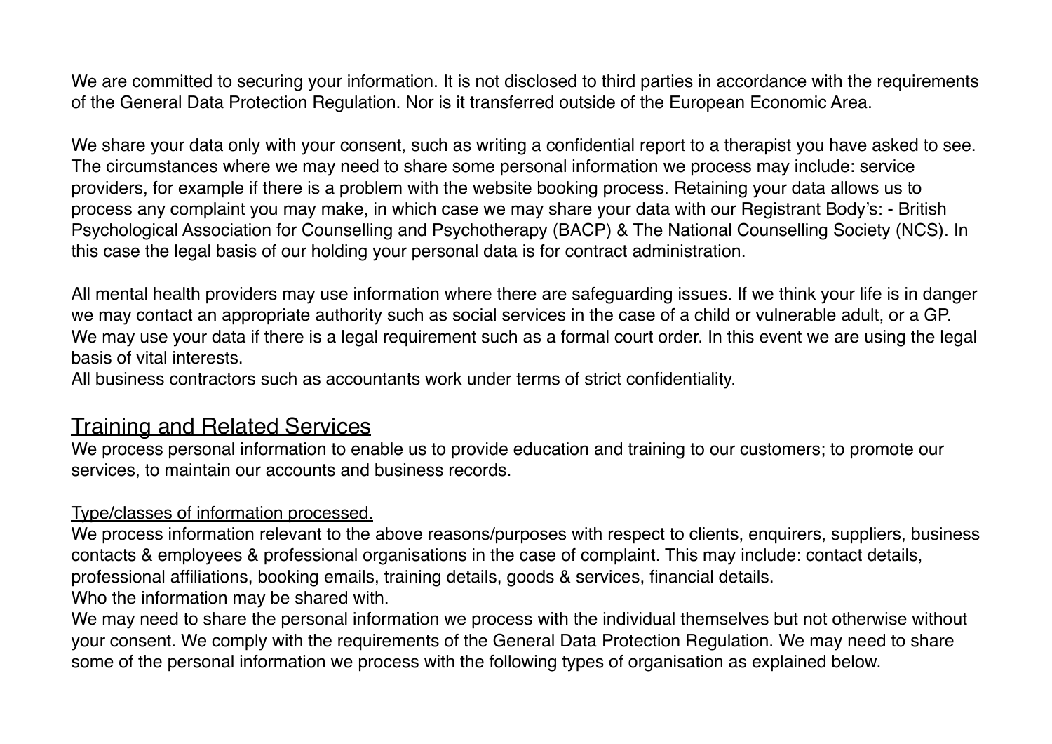We are committed to securing your information. It is not disclosed to third parties in accordance with the requirements of the General Data Protection Regulation. Nor is it transferred outside of the European Economic Area.

We share your data only with your consent, such as writing a confidential report to a therapist you have asked to see. The circumstances where we may need to share some personal information we process may include: service providers, for example if there is a problem with the website booking process. Retaining your data allows us to process any complaint you may make, in which case we may share your data with our Registrant Body's: - British Psychological Association for Counselling and Psychotherapy (BACP) & The National Counselling Society (NCS). In this case the legal basis of our holding your personal data is for contract administration.

All mental health providers may use information where there are safeguarding issues. If we think your life is in danger we may contact an appropriate authority such as social services in the case of a child or vulnerable adult, or a GP. We may use your data if there is a legal requirement such as a formal court order. In this event we are using the legal basis of vital interests.
All business contractors such as accountants work under terms of strict confidentiality.

## Training and Related Services

We process personal information to enable us to provide education and training to our customers; to promote our services, to maintain our accounts and business records.

### Type/classes of information processed.

We process information relevant to the above reasons/purposes with respect to clients, enquirers, suppliers, business contacts & employees & professional organisations in the case of complaint. This may include: contact details, professional affiliations, booking emails, training details, goods & services, financial details.

### Who the information may be shared with.

We may need to share the personal information we process with the individual themselves but not otherwise without your consent. We comply with the requirements of the General Data Protection Regulation. We may need to share some of the personal information we process with the following types of organisation as explained below.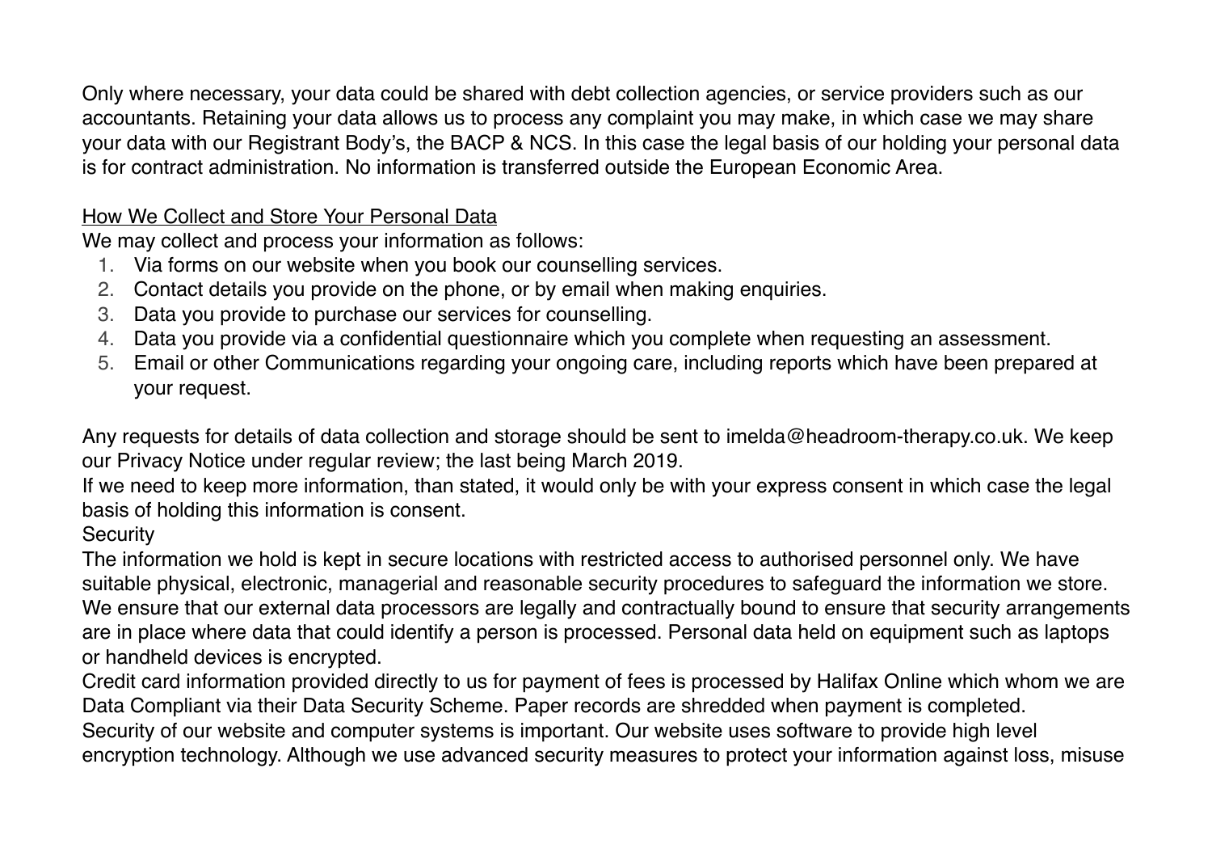Only where necessary, your data could be shared with debt collection agencies, or service providers such as our accountants. Retaining your data allows us to process any complaint you may make, in which case we may share your data with our Registrant Body's, the BACP & NCS. In this case the legal basis of our holding your personal data is for contract administration. No information is transferred outside the European Economic Area.

<u>How We Collect and Store Your Personal Data</u>

We may collect and process your information as follows:

1. Via forms on our website when you book our counselling services.
2. Contact details you provide on the phone, or by email when making enquiries.
3. Data you provide to purchase our services for counselling.
4. Data you provide via a confidential questionnaire which you complete when requesting an assessment.
5. Email or other Communications regarding your ongoing care, including reports which have been prepared at your request.

Any requests for details of data collection and storage should be sent to imelda@headroom-therapy.co.uk. We keep our Privacy Notice under regular review; the last being March 2019.

If we need to keep more information, than stated, it would only be with your express consent in which case the legal basis of holding this information is consent.

Security

The information we hold is kept in secure locations with restricted access to authorised personnel only. We have suitable physical, electronic, managerial and reasonable security procedures to safeguard the information we store. We ensure that our external data processors are legally and contractually bound to ensure that security arrangements are in place where data that could identify a person is processed. Personal data held on equipment such as laptops or handheld devices is encrypted.

Credit card information provided directly to us for payment of fees is processed by Halifax Online which whom we are Data Compliant via their Data Security Scheme. Paper records are shredded when payment is completed.

Security of our website and computer systems is important. Our website uses software to provide high level encryption technology. Although we use advanced security measures to protect your information against loss, misuse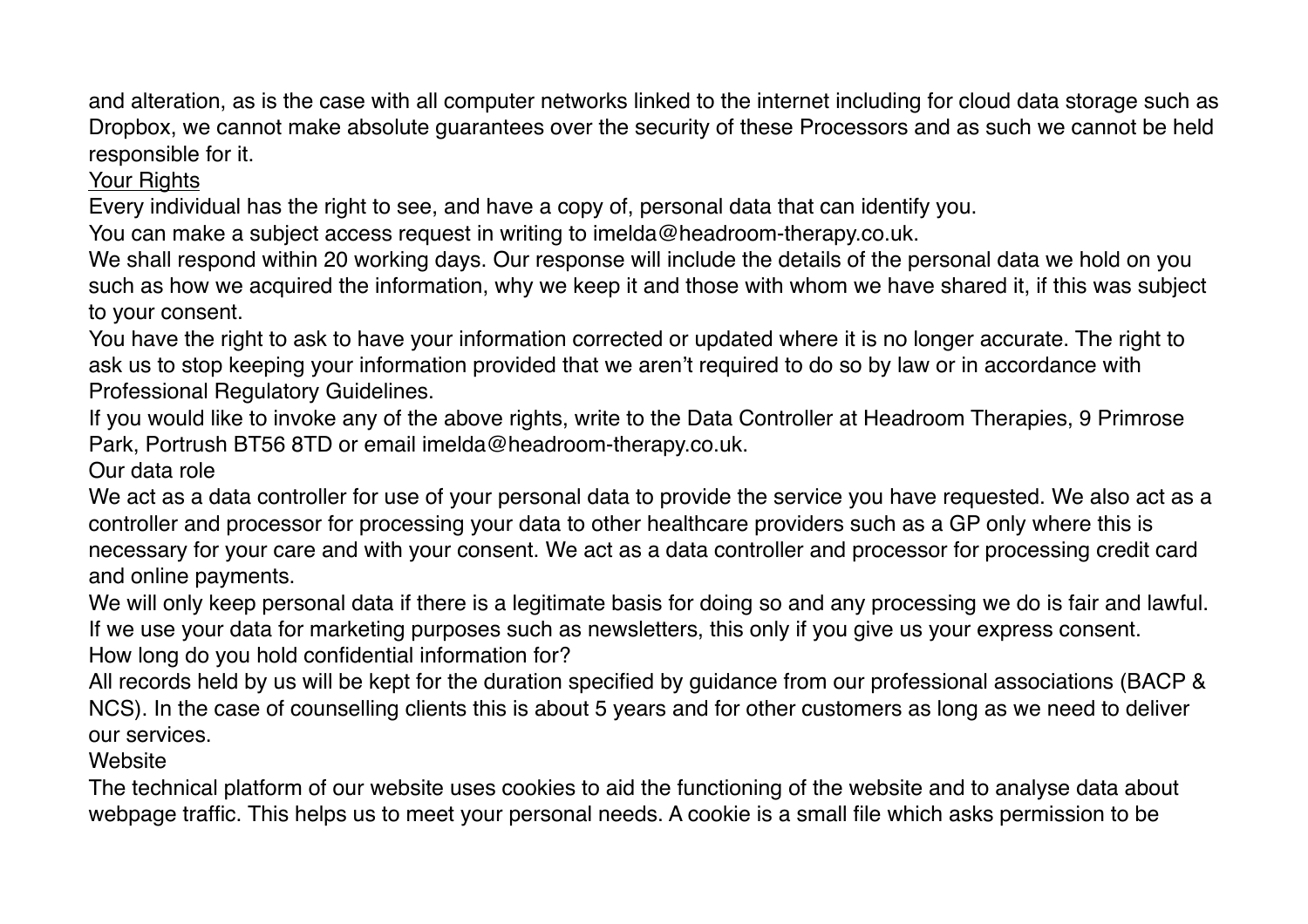and alteration, as is the case with all computer networks linked to the internet including for cloud data storage such as Dropbox, we cannot make absolute guarantees over the security of these Processors and as such we cannot be held responsible for it.

<u>Your Rights</u>

Every individual has the right to see, and have a copy of, personal data that can identify you.

You can make a subject access request in writing to imelda@headroom-therapy.co.uk.

We shall respond within 20 working days. Our response will include the details of the personal data we hold on you such as how we acquired the information, why we keep it and those with whom we have shared it, if this was subject to your consent.

You have the right to ask to have your information corrected or updated where it is no longer accurate. The right to ask us to stop keeping your information provided that we aren't required to do so by law or in accordance with Professional Regulatory Guidelines.

If you would like to invoke any of the above rights, write to the Data Controller at Headroom Therapies, 9 Primrose Park, Portrush BT56 8TD or email imelda@headroom-therapy.co.uk.

Our data role

We act as a data controller for use of your personal data to provide the service you have requested. We also act as a controller and processor for processing your data to other healthcare providers such as a GP only where this is necessary for your care and with your consent. We act as a data controller and processor for processing credit card and online payments.

We will only keep personal data if there is a legitimate basis for doing so and any processing we do is fair and lawful. If we use your data for marketing purposes such as newsletters, this only if you give us your express consent.

How long do you hold confidential information for?

All records held by us will be kept for the duration specified by guidance from our professional associations (BACP & NCS). In the case of counselling clients this is about 5 years and for other customers as long as we need to deliver our services.

Website

The technical platform of our website uses cookies to aid the functioning of the website and to analyse data about webpage traffic. This helps us to meet your personal needs. A cookie is a small file which asks permission to be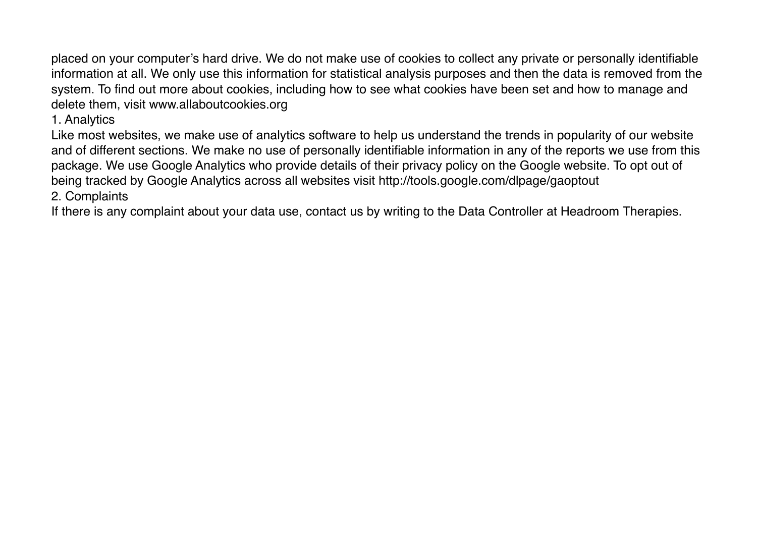placed on your computer's hard drive. We do not make use of cookies to collect any private or personally identifiable information at all. We only use this information for statistical analysis purposes and then the data is removed from the system. To find out more about cookies, including how to see what cookies have been set and how to manage and delete them, visit www.allaboutcookies.org

1. Analytics

Like most websites, we make use of analytics software to help us understand the trends in popularity of our website and of different sections. We make no use of personally identifiable information in any of the reports we use from this package. We use Google Analytics who provide details of their privacy policy on the Google website. To opt out of being tracked by Google Analytics across all websites visit http://tools.google.com/dlpage/gaoptout

2. Complaints

If there is any complaint about your data use, contact us by writing to the Data Controller at Headroom Therapies.